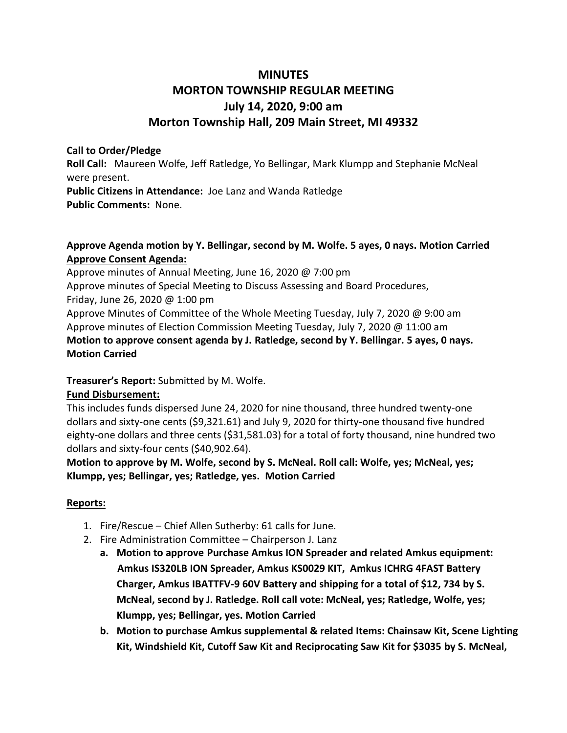# MINUTES
# MORTON TOWNSHIP REGULAR MEETING
# July 14, 2020, 9:00 am
# Morton Township Hall, 209 Main Street, MI 49332

**Call to Order/Pledge**
**Roll Call:** Maureen Wolfe, Jeff Ratledge, Yo Bellingar, Mark Klumpp and Stephanie McNeal were present.
**Public Citizens in Attendance:** Joe Lanz and Wanda Ratledge
**Public Comments:** None.

**Approve Agenda motion by Y. Bellingar, second by M. Wolfe. 5 ayes, 0 nays. Motion Carried**
**<u>Approve Consent Agenda:</u>**
Approve minutes of Annual Meeting, June 16, 2020 @ 7:00 pm
Approve minutes of Special Meeting to Discuss Assessing and Board Procedures, Friday, June 26, 2020 @ 1:00 pm
Approve Minutes of Committee of the Whole Meeting Tuesday, July 7, 2020 @ 9:00 am
Approve minutes of Election Commission Meeting Tuesday, July 7, 2020 @ 11:00 am
**Motion to approve consent agenda by J. Ratledge, second by Y. Bellingar. 5 ayes, 0 nays. Motion Carried**

**Treasurer's Report:** Submitted by M. Wolfe.
**<u>Fund Disbursement:</u>**
This includes funds dispersed June 24, 2020 for nine thousand, three hundred twenty-one dollars and sixty-one cents ($9,321.61) and July 9, 2020 for thirty-one thousand five hundred eighty-one dollars and three cents ($31,581.03) for a total of forty thousand, nine hundred two dollars and sixty-four cents ($40,902.64).
**Motion to approve by M. Wolfe, second by S. McNeal. Roll call: Wolfe, yes; McNeal, yes; Klumpp, yes; Bellingar, yes; Ratledge, yes. Motion Carried**

**<u>Reports:</u>**

1. Fire/Rescue – Chief Allen Sutherby: 61 calls for June.
2. Fire Administration Committee – Chairperson J. Lanz
   a. **Motion to approve Purchase Amkus ION Spreader and related Amkus equipment: Amkus IS320LB ION Spreader, Amkus KS0029 KIT, Amkus ICHRG 4FAST Battery Charger, Amkus IBATTFV-9 60V Battery and shipping for a total of $12, 734 by S. McNeal, second by J. Ratledge. Roll call vote: McNeal, yes; Ratledge, Wolfe, yes; Klumpp, yes; Bellingar, yes. Motion Carried**
   b. **Motion to purchase Amkus supplemental & related Items: Chainsaw Kit, Scene Lighting Kit, Windshield Kit, Cutoff Saw Kit and Reciprocating Saw Kit for $3035 by S. McNeal,**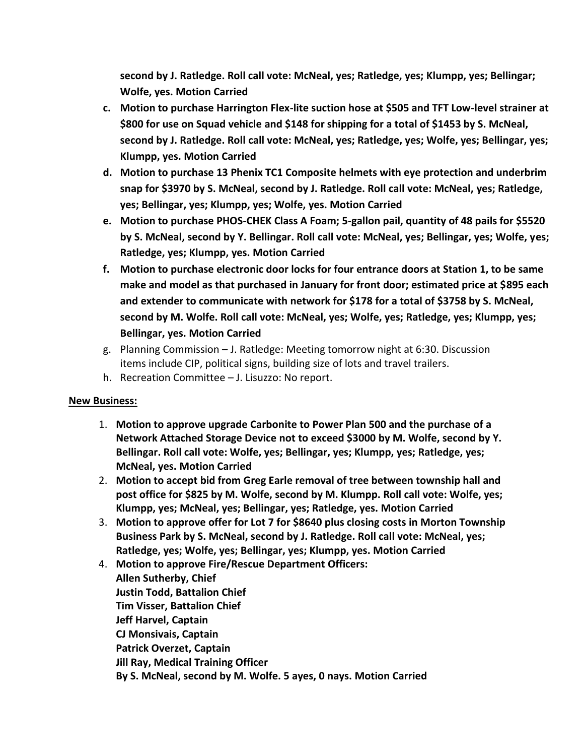**second by J. Ratledge. Roll call vote: McNeal, yes; Ratledge, yes; Klumpp, yes; Bellingar; Wolfe, yes. Motion Carried**

c. **Motion to purchase Harrington Flex-lite suction hose at $505 and TFT Low-level strainer at $800 for use on Squad vehicle and $148 for shipping for a total of $1453 by S. McNeal, second by J. Ratledge. Roll call vote: McNeal, yes; Ratledge, yes; Wolfe, yes; Bellingar, yes; Klumpp, yes. Motion Carried**
d. **Motion to purchase 13 Phenix TC1 Composite helmets with eye protection and underbrim snap for $3970 by S. McNeal, second by J. Ratledge. Roll call vote: McNeal, yes; Ratledge, yes; Bellingar, yes; Klumpp, yes; Wolfe, yes. Motion Carried**
e. **Motion to purchase PHOS-CHEK Class A Foam; 5-gallon pail, quantity of 48 pails for $5520 by S. McNeal, second by Y. Bellingar. Roll call vote: McNeal, yes; Bellingar, yes; Wolfe, yes; Ratledge, yes; Klumpp, yes. Motion Carried**
f. **Motion to purchase electronic door locks for four entrance doors at Station 1, to be same make and model as that purchased in January for front door; estimated price at $895 each and extender to communicate with network for $178 for a total of $3758 by S. McNeal, second by M. Wolfe. Roll call vote: McNeal, yes; Wolfe, yes; Ratledge, yes; Klumpp, yes; Bellingar, yes. Motion Carried**
g. Planning Commission – J. Ratledge: Meeting tomorrow night at 6:30. Discussion items include CIP, political signs, building size of lots and travel trailers.
h. Recreation Committee – J. Lisuzzo: No report.

**<u>New Business:</u>**

1. **Motion to approve upgrade Carbonite to Power Plan 500 and the purchase of a Network Attached Storage Device not to exceed $3000 by M. Wolfe, second by Y. Bellingar. Roll call vote: Wolfe, yes; Bellingar, yes; Klumpp, yes; Ratledge, yes; McNeal, yes. Motion Carried**
2. **Motion to accept bid from Greg Earle removal of tree between township hall and post office for $825 by M. Wolfe, second by M. Klumpp. Roll call vote: Wolfe, yes; Klumpp, yes; McNeal, yes; Bellingar, yes; Ratledge, yes. Motion Carried**
3. **Motion to approve offer for Lot 7 for $8640 plus closing costs in Morton Township Business Park by S. McNeal, second by J. Ratledge. Roll call vote: McNeal, yes; Ratledge, yes; Wolfe, yes; Bellingar, yes; Klumpp, yes. Motion Carried**
4. **Motion to approve Fire/Rescue Department Officers:**
   **Allen Sutherby, Chief**
   **Justin Todd, Battalion Chief**
   **Tim Visser, Battalion Chief**
   **Jeff Harvel, Captain**
   **CJ Monsivais, Captain**
   **Patrick Overzet, Captain**
   **Jill Ray, Medical Training Officer**
   **By S. McNeal, second by M. Wolfe. 5 ayes, 0 nays. Motion Carried**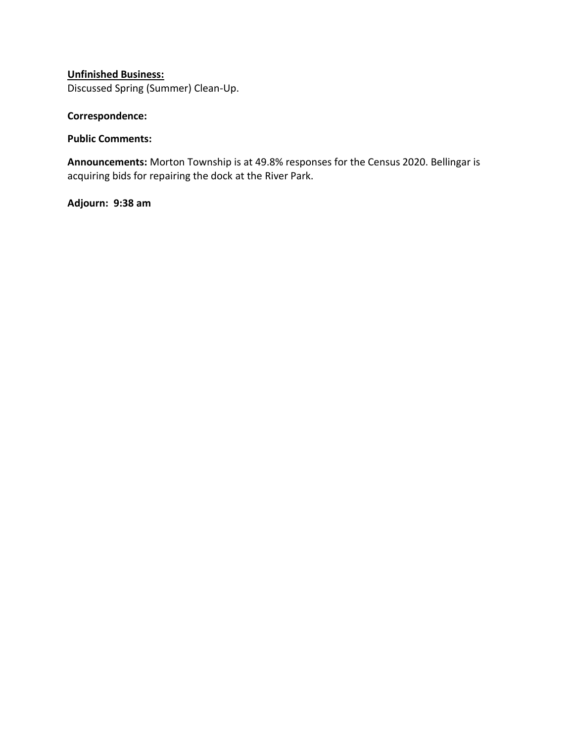**Unfinished Business:**
Discussed Spring (Summer) Clean-Up.

**Correspondence:**

**Public Comments:**

**Announcements:** Morton Township is at 49.8% responses for the Census 2020. Bellingar is acquiring bids for repairing the dock at the River Park.

**Adjourn: 9:38 am**